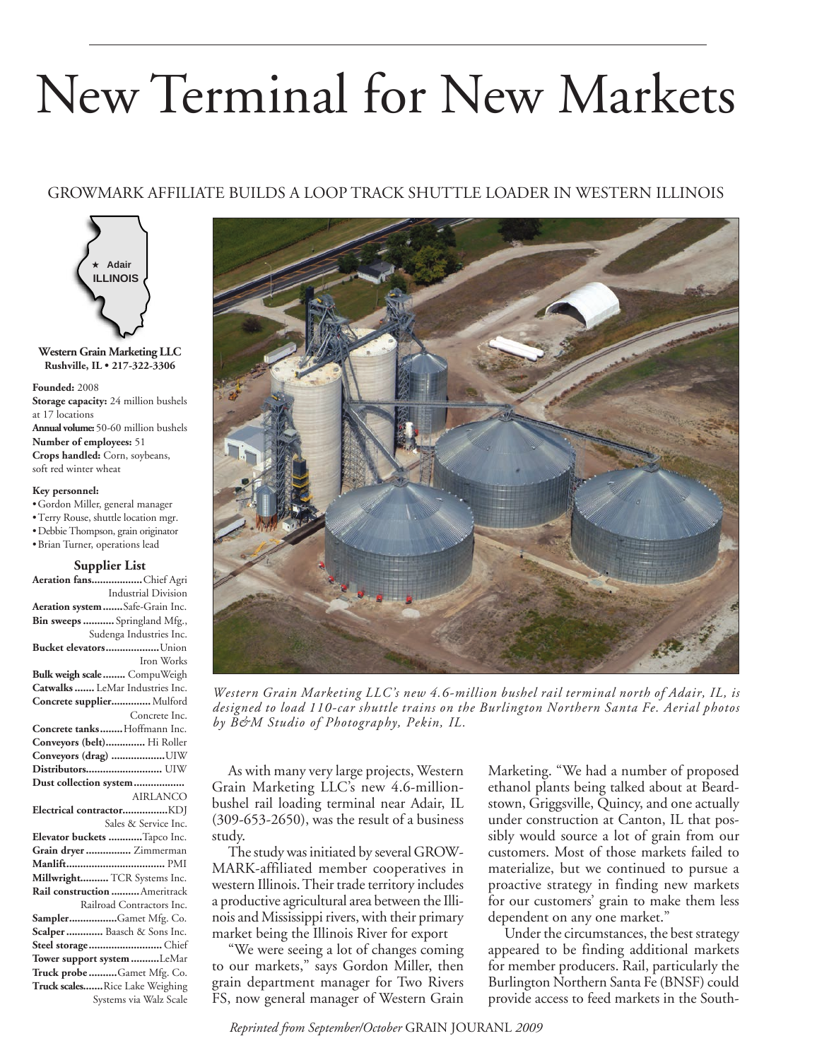# New Terminal for New Markets

## GROWMARK AFFILIATE BUILDS A LOOP TRACK SHUTTLE LOADER IN WESTERN ILLINOIS

★ Adair
ILLINOIS

**Western Grain Marketing LLC**
**Rushville, IL • 217-322-3306**

**Founded:** 2008
**Storage capacity:** 24 million bushels at 17 locations
**Annual volume:** 50-60 million bushels
**Number of employees:** 51
**Crops handled:** Corn, soybeans, soft red winter wheat

**Key personnel:**
- Gordon Miller, general manager
- Terry Rouse, shuttle location mgr.
- Debbie Thompson, grain originator
- Brian Turner, operations lead

**Supplier List**

**Aeration fans**..................Chief Agri Industrial Division
**Aeration system**.......Safe-Grain Inc.
**Bin sweeps**........... Springland Mfg., Sudenga Industries Inc.
**Bucket elevators**..................Union Iron Works
**Bulk weigh scale**........ CompuWeigh
**Catwalks**....... LeMar Industries Inc.
**Concrete supplier**.............Mulford Concrete Inc.
**Concrete tanks**........Hoffmann Inc.
**Conveyors (belt)**.............. Hi Roller
**Conveyors (drag)** ..................UIW
**Distributors**.......................... UIW
**Dust collection system**................. AIRLANCO
**Electrical contractor**................KDJ Sales & Service Inc.
**Elevator buckets** ...........Tapco Inc.
**Grain dryer** ................ Zimmerman
**Manlift**.................................. PMI
**Millwright**.......... TCR Systems Inc.
**Rail construction** ..........Ameritrack Railroad Contractors Inc.
**Sampler**................Gamet Mfg. Co.
**Scalper** ............ Baasch & Sons Inc.
**Steel storage**.......................... Chief
**Tower support system** ..........LeMar
**Truck probe** ..........Gamet Mfg. Co.
**Truck scales**.......Rice Lake Weighing Systems via Walz Scale

*Western Grain Marketing LLC's new 4.6-million bushel rail terminal north of Adair, IL, is designed to load 110-car shuttle trains on the Burlington Northern Santa Fe. Aerial photos by B&M Studio of Photography, Pekin, IL.*

As with many very large projects, Western Grain Marketing LLC's new 4.6-million-bushel rail loading terminal near Adair, IL (309-653-2650), was the result of a business study.

The study was initiated by several GROWMARK-affiliated member cooperatives in western Illinois. Their trade territory includes a productive agricultural area between the Illinois and Mississippi rivers, with their primary market being the Illinois River for export

"We were seeing a lot of changes coming to our markets," says Gordon Miller, then grain department manager for Two Rivers FS, now general manager of Western Grain Marketing. "We had a number of proposed ethanol plants being talked about at Beardstown, Griggsville, Quincy, and one actually under construction at Canton, IL that possibly would source a lot of grain from our customers. Most of those markets failed to materialize, but we continued to pursue a proactive strategy in finding new markets for our customers' grain to make them less dependent on any one market."

Under the circumstances, the best strategy appeared to be finding additional markets for member producers. Rail, particularly the Burlington Northern Santa Fe (BNSF) could provide access to feed markets in the South-

*Reprinted from September/October* GRAIN JOURANL *2009*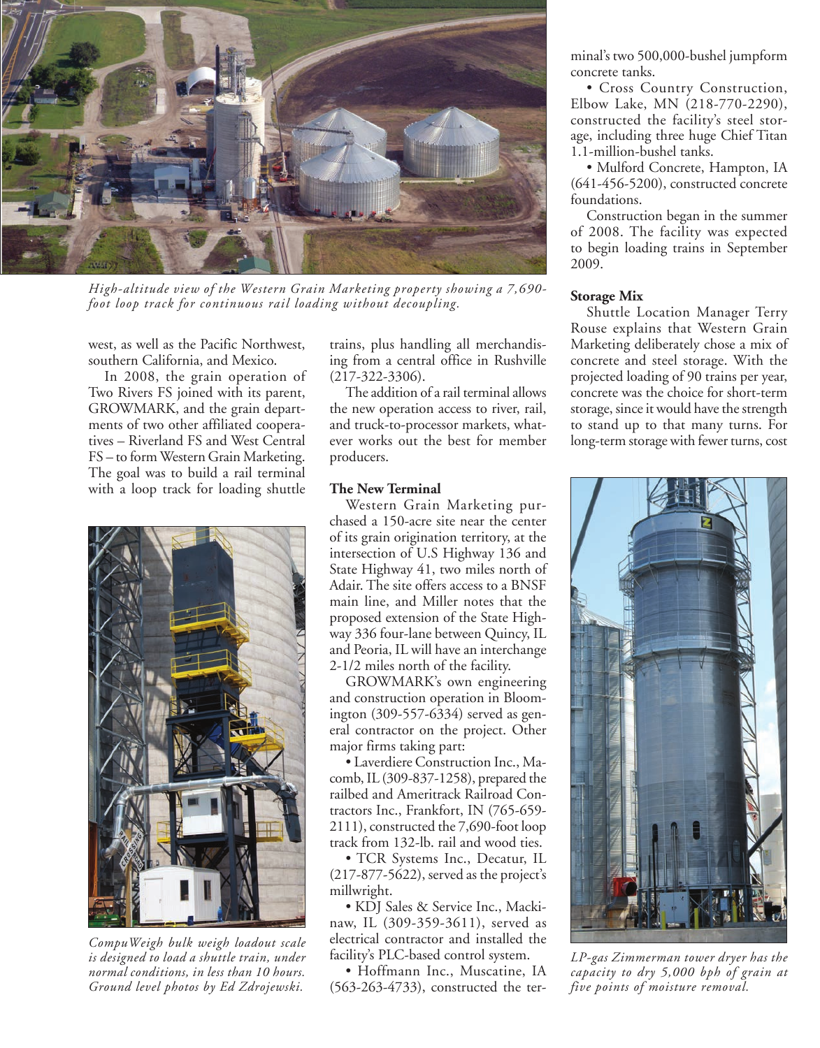*High-altitude view of the Western Grain Marketing property showing a 7,690-foot loop track for continuous rail loading without decoupling.*

west, as well as the Pacific Northwest, southern California, and Mexico.

In 2008, the grain operation of Two Rivers FS joined with its parent, GROWMARK, and the grain departments of two other affiliated cooperatives – Riverland FS and West Central FS – to form Western Grain Marketing. The goal was to build a rail terminal with a loop track for loading shuttle trains, plus handling all merchandising from a central office in Rushville (217-322-3306).

The addition of a rail terminal allows the new operation access to river, rail, and truck-to-processor markets, whatever works out the best for member producers.

*CompuWeigh bulk weigh loadout scale is designed to load a shuttle train, under normal conditions, in less than 10 hours. Ground level photos by Ed Zdrojewski.*

**The New Terminal**

Western Grain Marketing purchased a 150-acre site near the center of its grain origination territory, at the intersection of U.S Highway 136 and State Highway 41, two miles north of Adair. The site offers access to a BNSF main line, and Miller notes that the proposed extension of the State Highway 336 four-lane between Quincy, IL and Peoria, IL will have an interchange 2-1/2 miles north of the facility.

GROWMARK's own engineering and construction operation in Bloomington (309-557-6334) served as general contractor on the project. Other major firms taking part:

- Laverdiere Construction Inc., Macomb, IL (309-837-1258), prepared the railbed and Ameritrack Railroad Contractors Inc., Frankfort, IN (765-659-2111), constructed the 7,690-foot loop track from 132-lb. rail and wood ties.
- TCR Systems Inc., Decatur, IL (217-877-5622), served as the project's millwright.
- KDJ Sales & Service Inc., Mackinaw, IL (309-359-3611), served as electrical contractor and installed the facility's PLC-based control system.
- Hoffmann Inc., Muscatine, IA (563-263-4733), constructed the terminal's two 500,000-bushel jumpform concrete tanks.
- Cross Country Construction, Elbow Lake, MN (218-770-2290), constructed the facility's steel storage, including three huge Chief Titan 1.1-million-bushel tanks.
- Mulford Concrete, Hampton, IA (641-456-5200), constructed concrete foundations.

Construction began in the summer of 2008. The facility was expected to begin loading trains in September 2009.

**Storage Mix**

Shuttle Location Manager Terry Rouse explains that Western Grain Marketing deliberately chose a mix of concrete and steel storage. With the projected loading of 90 trains per year, concrete was the choice for short-term storage, since it would have the strength to stand up to that many turns. For long-term storage with fewer turns, cost

*LP-gas Zimmerman tower dryer has the capacity to dry 5,000 bph of grain at five points of moisture removal.*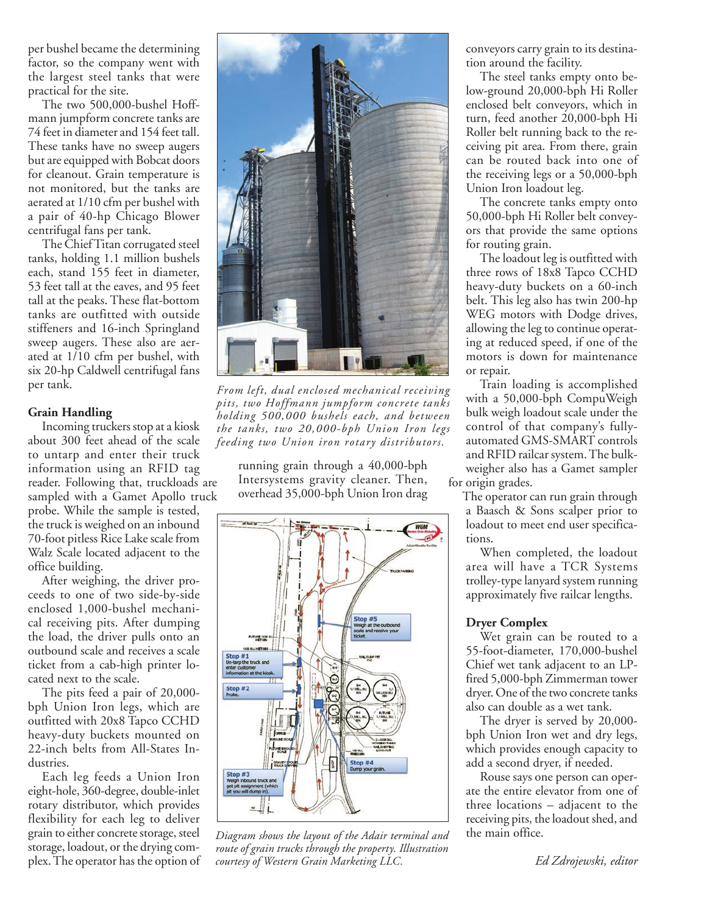per bushel became the determining factor, so the company went with the largest steel tanks that were practical for the site.

The two 500,000-bushel Hoffmann jumpform concrete tanks are 74 feet in diameter and 154 feet tall. These tanks have no sweep augers but are equipped with Bobcat doors for cleanout. Grain temperature is not monitored, but the tanks are aerated at 1/10 cfm per bushel with a pair of 40-hp Chicago Blower centrifugal fans per tank.

The Chief Titan corrugated steel tanks, holding 1.1 million bushels each, stand 155 feet in diameter, 53 feet tall at the eaves, and 95 feet tall at the peaks. These flat-bottom tanks are outfitted with outside stiffeners and 16-inch Springland sweep augers. These also are aerated at 1/10 cfm per bushel, with six 20-hp Caldwell centrifugal fans per tank.

*From left, dual enclosed mechanical receiving pits, two Hoffmann jumpform concrete tanks holding 500,000 bushels each, and between the tanks, two 20,000-bph Union Iron legs feeding two Union iron rotary distributors.*

#### Grain Handling

Incoming truckers stop at a kiosk about 300 feet ahead of the scale to untarp and enter their truck information using an RFID tag reader. Following that, truckloads are sampled with a Gamet Apollo truck probe. While the sample is tested, the truck is weighed on an inbound 70-foot pitless Rice Lake scale from Walz Scale located adjacent to the office building.

After weighing, the driver proceeds to one of two side-by-side enclosed 1,000-bushel mechanical receiving pits. After dumping the load, the driver pulls onto an outbound scale and receives a scale ticket from a cab-high printer located next to the scale.

The pits feed a pair of 20,000-bph Union Iron legs, which are outfitted with 20x8 Tapco CCHD heavy-duty buckets mounted on 22-inch belts from All-States Industries.

Each leg feeds a Union Iron eight-hole, 360-degree, double-inlet rotary distributor, which provides flexibility for each leg to deliver grain to either concrete storage, steel storage, loadout, or the drying complex. The operator has the option of running grain through a 40,000-bph Intersystems gravity cleaner. Then, overhead 35,000-bph Union Iron drag conveyors carry grain to its destination around the facility.

Stop #1
Un-tarp the truck and enter customer information at the kiosk.

Stop #2
Probe.

Stop #3
Weigh inbound truck and get pit assignment (which pit you will dump in).

Stop #4
Dump your grain.

Stop #5
Weigh at the outbound scale and receive your ticket.

*Diagram shows the layout of the Adair terminal and route of grain trucks through the property. Illustration courtesy of Western Grain Marketing LLC.*

The steel tanks empty onto below-ground 20,000-bph Hi Roller enclosed belt conveyors, which in turn, feed another 20,000-bph Hi Roller belt running back to the receiving pit area. From there, grain can be routed back into one of the receiving legs or a 50,000-bph Union Iron loadout leg.

The concrete tanks empty onto 50,000-bph Hi Roller belt conveyors that provide the same options for routing grain.

The loadout leg is outfitted with three rows of 18x8 Tapco CCHD heavy-duty buckets on a 60-inch belt. This leg also has twin 200-hp WEG motors with Dodge drives, allowing the leg to continue operating at reduced speed, if one of the motors is down for maintenance or repair.

Train loading is accomplished with a 50,000-bph CompuWeigh bulk weigh loadout scale under the control of that company's fully-automated GMS-SMART controls and RFID railcar system. The bulkweigher also has a Gamet sampler for origin grades.

The operator can run grain through a Baasch & Sons scalper prior to loadout to meet end user specifications.

When completed, the loadout area will have a TCR Systems trolley-type lanyard system running approximately five railcar lengths.

#### Dryer Complex

Wet grain can be routed to a 55-foot-diameter, 170,000-bushel Chief wet tank adjacent to an LP-fired 5,000-bph Zimmerman tower dryer. One of the two concrete tanks also can double as a wet tank.

The dryer is served by 20,000-bph Union Iron wet and dry legs, which provides enough capacity to add a second dryer, if needed.

Rouse says one person can operate the entire elevator from one of three locations – adjacent to the receiving pits, the loadout shed, and the main office.

*Ed Zdrojewski, editor*